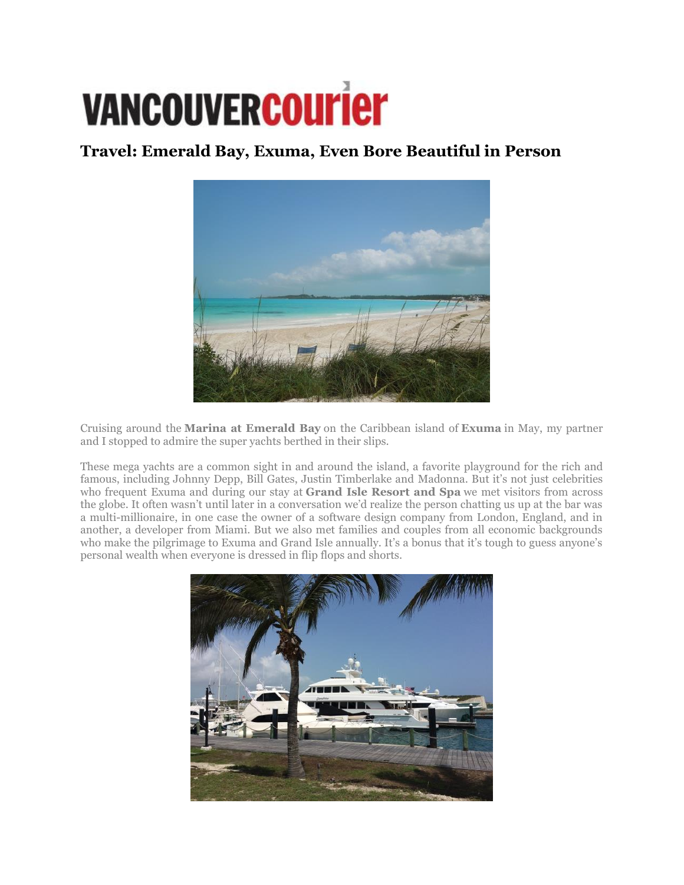# VANCOUVERcourier

## Travel: Emerald Bay, Exuma, Even Bore Beautiful in Person

Cruising around the **Marina at Emerald Bay** on the Caribbean island of **Exuma** in May, my partner and I stopped to admire the super yachts berthed in their slips.

These mega yachts are a common sight in and around the island, a favorite playground for the rich and famous, including Johnny Depp, Bill Gates, Justin Timberlake and Madonna. But it's not just celebrities who frequent Exuma and during our stay at **Grand Isle Resort and Spa** we met visitors from across the globe. It often wasn't until later in a conversation we'd realize the person chatting us up at the bar was a multi-millionaire, in one case the owner of a software design company from London, England, and in another, a developer from Miami. But we also met families and couples from all economic backgrounds who make the pilgrimage to Exuma and Grand Isle annually. It's a bonus that it's tough to guess anyone's personal wealth when everyone is dressed in flip flops and shorts.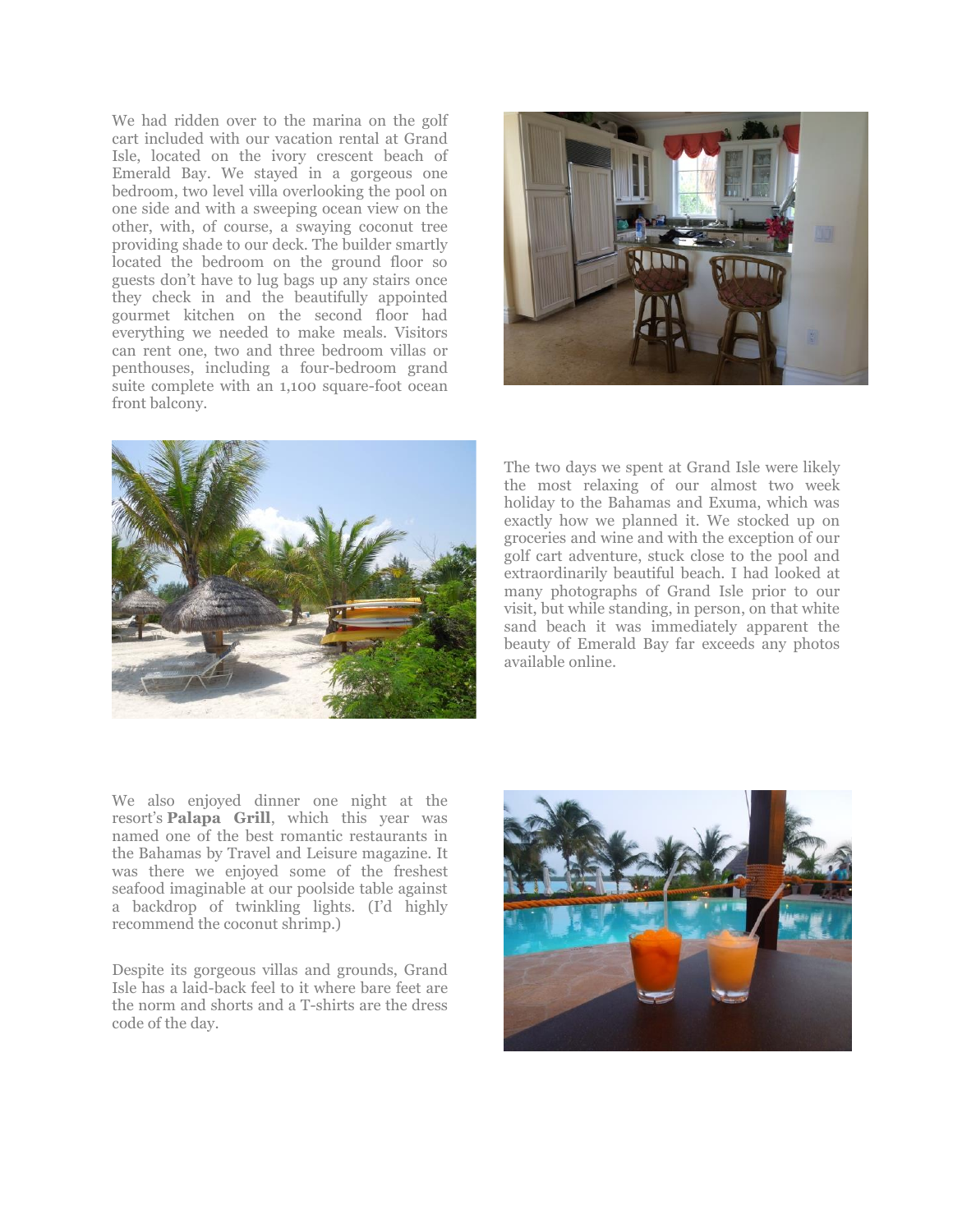We had ridden over to the marina on the golf cart included with our vacation rental at Grand Isle, located on the ivory crescent beach of Emerald Bay. We stayed in a gorgeous one bedroom, two level villa overlooking the pool on one side and with a sweeping ocean view on the other, with, of course, a swaying coconut tree providing shade to our deck. The builder smartly located the bedroom on the ground floor so guests don't have to lug bags up any stairs once they check in and the beautifully appointed gourmet kitchen on the second floor had everything we needed to make meals. Visitors can rent one, two and three bedroom villas or penthouses, including a four-bedroom grand suite complete with an 1,100 square-foot ocean front balcony.

The two days we spent at Grand Isle were likely the most relaxing of our almost two week holiday to the Bahamas and Exuma, which was exactly how we planned it. We stocked up on groceries and wine and with the exception of our golf cart adventure, stuck close to the pool and extraordinarily beautiful beach. I had looked at many photographs of Grand Isle prior to our visit, but while standing, in person, on that white sand beach it was immediately apparent the beauty of Emerald Bay far exceeds any photos available online.

We also enjoyed dinner one night at the resort's **Palapa Grill**, which this year was named one of the best romantic restaurants in the Bahamas by Travel and Leisure magazine. It was there we enjoyed some of the freshest seafood imaginable at our poolside table against a backdrop of twinkling lights. (I'd highly recommend the coconut shrimp.)

Despite its gorgeous villas and grounds, Grand Isle has a laid-back feel to it where bare feet are the norm and shorts and a T-shirts are the dress code of the day.